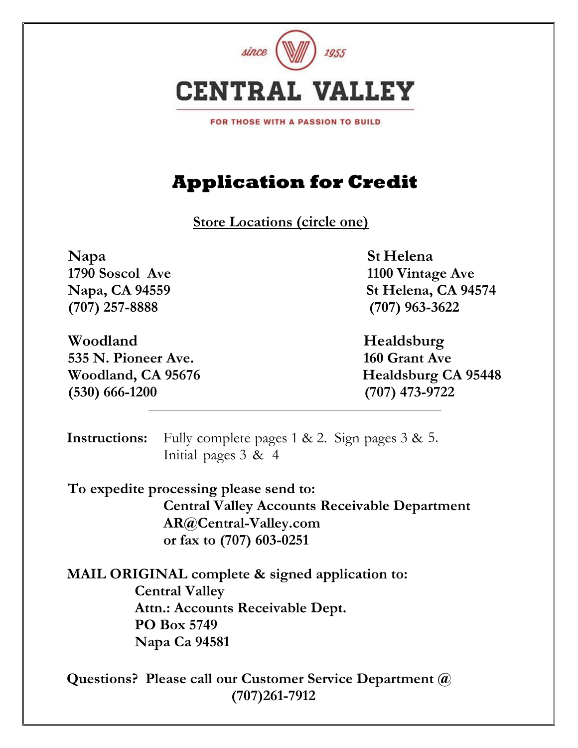since 1955

# CENTRAL VALLEY

FOR THOSE WITH A PASSION TO BUILD

## Application for Credit

**Store Locations (circle one)**

**Napa**
**1790 Soscol Ave**
**Napa, CA 94559**
**(707) 257-8888**

**St Helena**
**1100 Vintage Ave**
**St Helena, CA 94574**
**(707) 963-3622**

**Woodland**
**535 N. Pioneer Ave.**
**Woodland, CA 95676**
**(530) 666-1200**

**Healdsburg**
**160 Grant Ave**
**Healdsburg CA 95448**
**(707) 473-9722**

---

**Instructions:** Fully complete pages 1 & 2. Sign pages 3 & 5. Initial pages 3 & 4

**To expedite processing please send to:**
**Central Valley Accounts Receivable Department**
**AR@Central-Valley.com**
**or fax to (707) 603-0251**

**MAIL ORIGINAL complete & signed application to:**
**Central Valley**
**Attn.: Accounts Receivable Dept.**
**PO Box 5749**
**Napa Ca 94581**

**Questions? Please call our Customer Service Department @ (707)261-7912**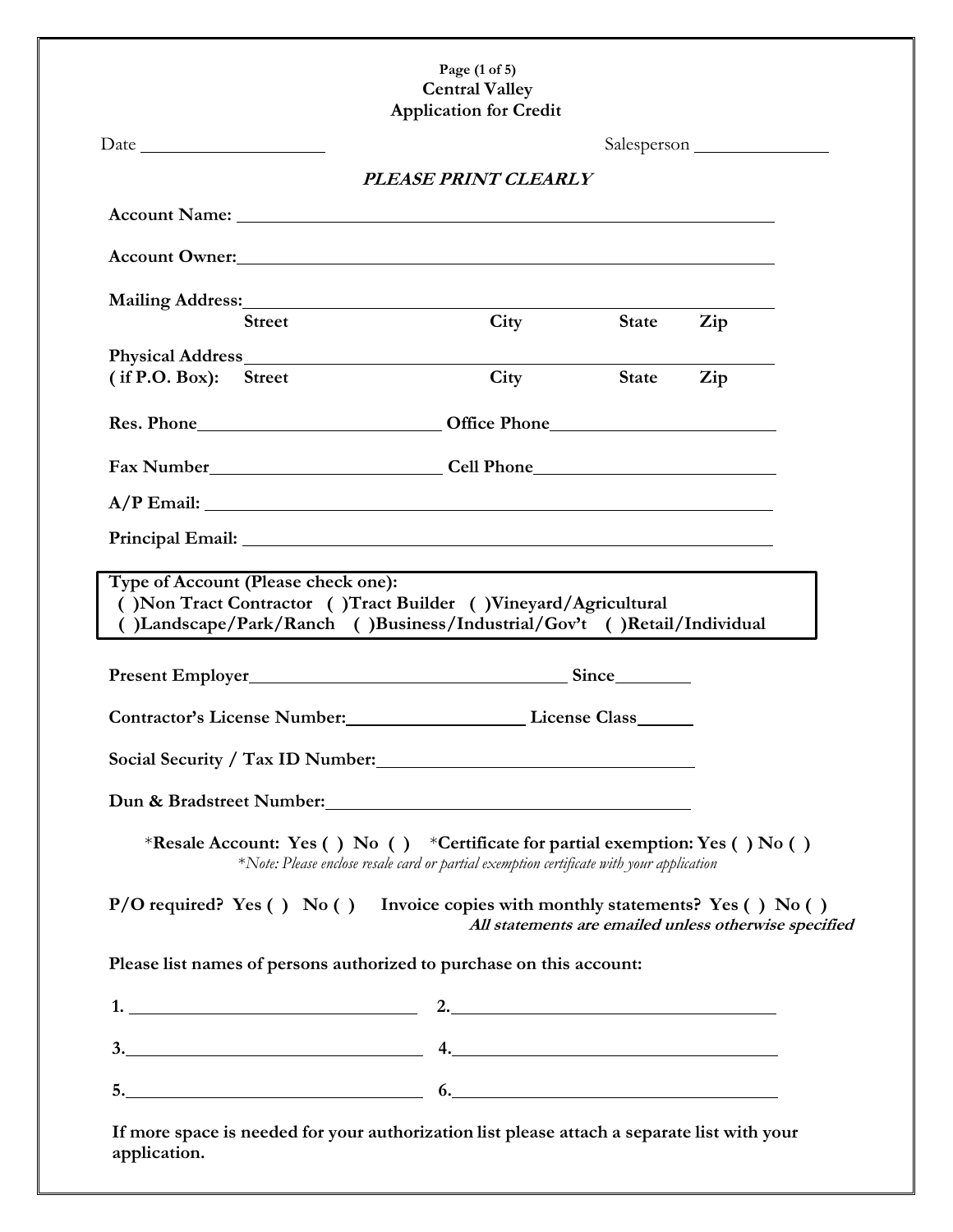# Central Valley
## Application for Credit

Date ____________________ Salesperson ______________

***PLEASE PRINT CLEARLY***

**Account Name:** ________________________________________________

**Account Owner:** ________________________________________________

**Mailing Address:** ________________________________________________
**Street** **City** **State** **Zip**

**Physical Address** ________________________________________________
**( if P.O. Box): Street** **City** **State** **Zip**

**Res. Phone** __________________________ **Office Phone** __________________________

**Fax Number** __________________________ **Cell Phone** __________________________

**A/P Email:** ________________________________________________

**Principal Email:** ________________________________________________

**Type of Account (Please check one):**
**( )Non Tract Contractor ( )Tract Builder ( )Vineyard/Agricultural**
**( )Landscape/Park/Ranch ( )Business/Industrial/Gov't ( )Retail/Individual**

**Present Employer** ____________________________________ **Since** ________

**Contractor's License Number:** ____________________ **License Class** ______

**Social Security / Tax ID Number:** ____________________________________

**Dun & Bradstreet Number:** ____________________________________

*__Resale Account: Yes ( ) No ( )__ *__Certificate for partial exemption: Yes ( ) No ( )__
*\*Note: Please enclose resale card or partial exemption certificate with your application*

**P/O required? Yes ( ) No ( )** **Invoice copies with monthly statements? Yes ( ) No ( )**
***All statements are emailed unless otherwise specified***

**Please list names of persons authorized to purchase on this account:**

**1.** ______________________________ **2.** ______________________________

**3.** ______________________________ **4.** ______________________________

**5.** ______________________________ **6.** ______________________________

**If more space is needed for your authorization list please attach a separate list with your application.**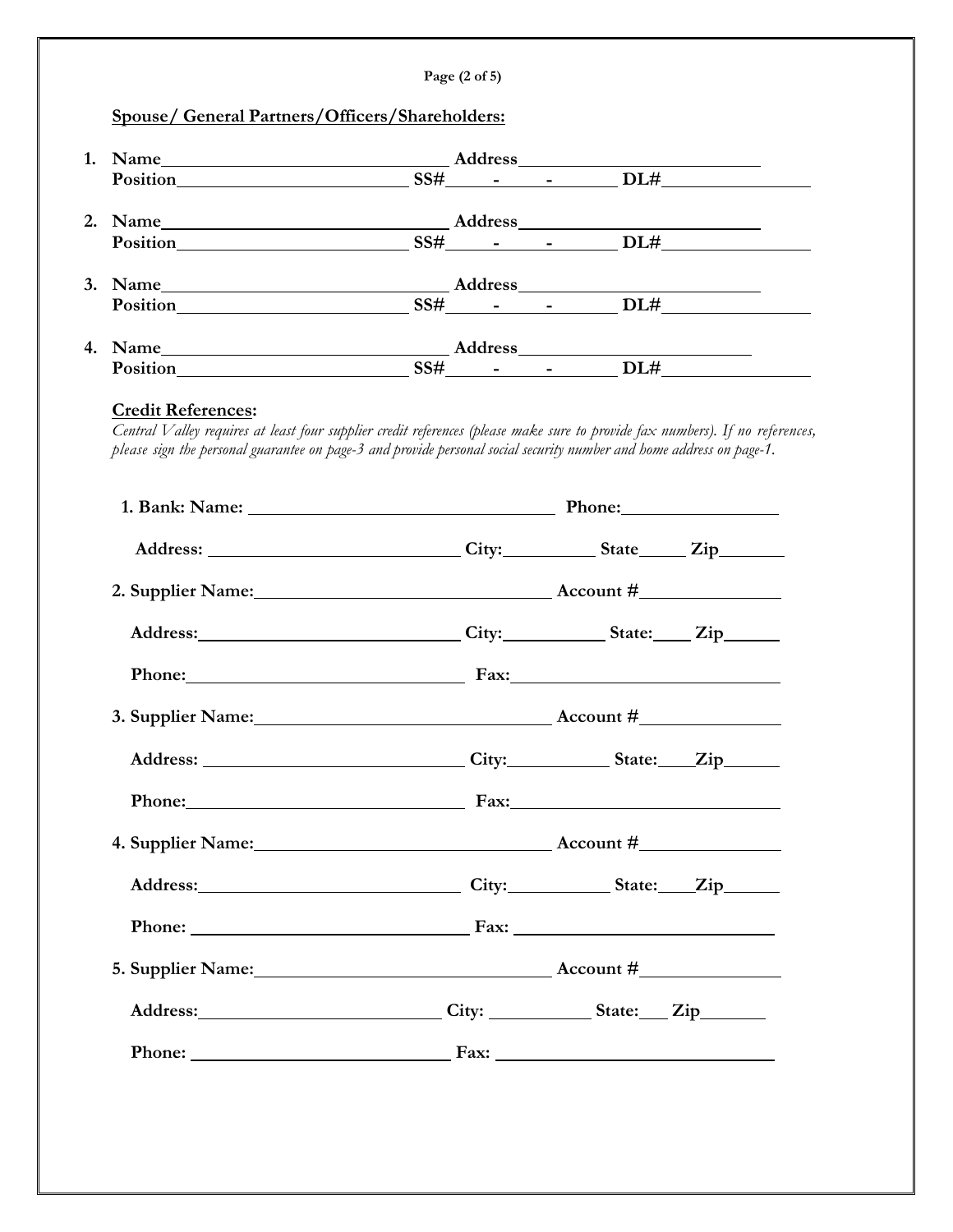**Spouse/ General Partners/Officers/Shareholders:**

1. **Name**\_\_\_\_\_\_\_\_\_\_\_\_\_\_\_\_\_\_\_\_\_\_\_\_\_\_\_\_\_\_ **Address**\_\_\_\_\_\_\_\_\_\_\_\_\_\_\_\_\_\_\_\_\_\_\_\_\_\_
   **Position**\_\_\_\_\_\_\_\_\_\_\_\_\_\_\_\_\_\_\_\_\_\_\_\_ **SS#**\_\_\_\_\_-\_\_\_\_\_-\_\_\_\_\_\_\_ **DL#**\_\_\_\_\_\_\_\_\_\_\_\_\_\_\_\_

2. **Name**\_\_\_\_\_\_\_\_\_\_\_\_\_\_\_\_\_\_\_\_\_\_\_\_\_\_\_\_\_\_ **Address**\_\_\_\_\_\_\_\_\_\_\_\_\_\_\_\_\_\_\_\_\_\_\_\_\_\_
   **Position**\_\_\_\_\_\_\_\_\_\_\_\_\_\_\_\_\_\_\_\_\_\_\_\_ **SS#**\_\_\_\_\_-\_\_\_\_\_-\_\_\_\_\_\_\_ **DL#**\_\_\_\_\_\_\_\_\_\_\_\_\_\_\_\_

3. **Name**\_\_\_\_\_\_\_\_\_\_\_\_\_\_\_\_\_\_\_\_\_\_\_\_\_\_\_\_\_\_ **Address**\_\_\_\_\_\_\_\_\_\_\_\_\_\_\_\_\_\_\_\_\_\_\_\_\_\_
   **Position**\_\_\_\_\_\_\_\_\_\_\_\_\_\_\_\_\_\_\_\_\_\_\_\_ **SS#**\_\_\_\_\_-\_\_\_\_\_-\_\_\_\_\_\_\_ **DL#**\_\_\_\_\_\_\_\_\_\_\_\_\_\_\_\_

4. **Name**\_\_\_\_\_\_\_\_\_\_\_\_\_\_\_\_\_\_\_\_\_\_\_\_\_\_\_\_\_\_ **Address**\_\_\_\_\_\_\_\_\_\_\_\_\_\_\_\_\_\_\_\_\_\_\_\_\_\_
   **Position**\_\_\_\_\_\_\_\_\_\_\_\_\_\_\_\_\_\_\_\_\_\_\_\_ **SS#**\_\_\_\_\_-\_\_\_\_\_-\_\_\_\_\_\_\_ **DL#**\_\_\_\_\_\_\_\_\_\_\_\_\_\_\_\_

**Credit References:**

*Central Valley requires at least four supplier credit references (please make sure to provide fax numbers). If no references, please sign the personal guarantee on page-3 and provide personal social security number and home address on page-1.*

**1. Bank: Name:** \_\_\_\_\_\_\_\_\_\_\_\_\_\_\_\_\_\_\_\_\_\_\_\_\_\_\_\_\_\_\_\_ **Phone:**\_\_\_\_\_\_\_\_\_\_\_\_\_\_\_\_

**Address:** \_\_\_\_\_\_\_\_\_\_\_\_\_\_\_\_\_\_\_\_\_\_\_\_\_\_ **City:**\_\_\_\_\_\_\_\_\_\_ **State**\_\_\_\_\_ **Zip**\_\_\_\_\_\_\_

**2. Supplier Name:**\_\_\_\_\_\_\_\_\_\_\_\_\_\_\_\_\_\_\_\_\_\_\_\_\_\_\_\_\_\_ **Account #**\_\_\_\_\_\_\_\_\_\_\_\_\_\_\_

**Address:**\_\_\_\_\_\_\_\_\_\_\_\_\_\_\_\_\_\_\_\_\_\_\_\_\_\_ **City:**\_\_\_\_\_\_\_\_\_\_\_ **State:**\_\_\_\_ **Zip**\_\_\_\_\_\_

**Phone:**\_\_\_\_\_\_\_\_\_\_\_\_\_\_\_\_\_\_\_\_\_\_\_\_\_\_\_\_ **Fax:**\_\_\_\_\_\_\_\_\_\_\_\_\_\_\_\_\_\_\_\_\_\_\_\_\_\_\_\_

**3. Supplier Name:**\_\_\_\_\_\_\_\_\_\_\_\_\_\_\_\_\_\_\_\_\_\_\_\_\_\_\_\_\_\_ **Account #**\_\_\_\_\_\_\_\_\_\_\_\_\_\_\_

**Address:** \_\_\_\_\_\_\_\_\_\_\_\_\_\_\_\_\_\_\_\_\_\_\_\_\_\_ **City:**\_\_\_\_\_\_\_\_\_\_\_ **State:**\_\_\_\_**Zip**\_\_\_\_\_\_

**Phone:**\_\_\_\_\_\_\_\_\_\_\_\_\_\_\_\_\_\_\_\_\_\_\_\_\_\_\_\_ **Fax:**\_\_\_\_\_\_\_\_\_\_\_\_\_\_\_\_\_\_\_\_\_\_\_\_\_\_\_\_

**4. Supplier Name:**\_\_\_\_\_\_\_\_\_\_\_\_\_\_\_\_\_\_\_\_\_\_\_\_\_\_\_\_\_\_ **Account #**\_\_\_\_\_\_\_\_\_\_\_\_\_\_\_

**Address:**\_\_\_\_\_\_\_\_\_\_\_\_\_\_\_\_\_\_\_\_\_\_\_\_\_\_ **City:**\_\_\_\_\_\_\_\_\_\_\_ **State:**\_\_\_\_**Zip**\_\_\_\_\_\_

**Phone:** \_\_\_\_\_\_\_\_\_\_\_\_\_\_\_\_\_\_\_\_\_\_\_\_\_\_\_\_ **Fax:** \_\_\_\_\_\_\_\_\_\_\_\_\_\_\_\_\_\_\_\_\_\_\_\_\_\_\_\_

**5. Supplier Name:**\_\_\_\_\_\_\_\_\_\_\_\_\_\_\_\_\_\_\_\_\_\_\_\_\_\_\_\_\_\_ **Account #**\_\_\_\_\_\_\_\_\_\_\_\_\_\_\_

**Address:**\_\_\_\_\_\_\_\_\_\_\_\_\_\_\_\_\_\_\_\_\_\_\_\_\_\_ **City:** \_\_\_\_\_\_\_\_\_\_\_ **State:**\_\_\_ **Zip**\_\_\_\_\_\_\_

**Phone:** \_\_\_\_\_\_\_\_\_\_\_\_\_\_\_\_\_\_\_\_\_\_\_\_\_\_\_\_ **Fax:** \_\_\_\_\_\_\_\_\_\_\_\_\_\_\_\_\_\_\_\_\_\_\_\_\_\_\_\_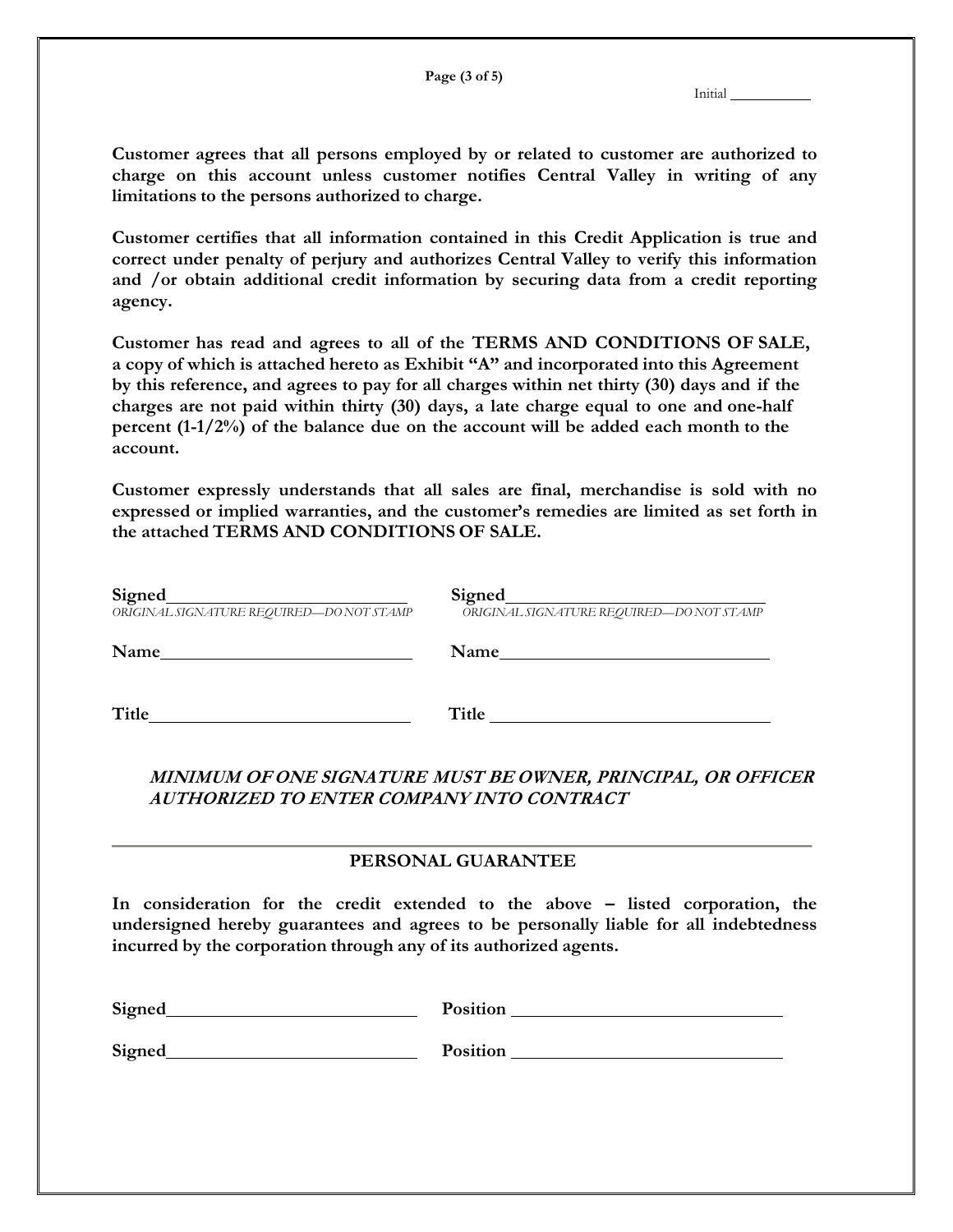Initial ___________

**Customer agrees that all persons employed by or related to customer are authorized to charge on this account unless customer notifies Central Valley in writing of any limitations to the persons authorized to charge.**

**Customer certifies that all information contained in this Credit Application is true and correct under penalty of perjury and authorizes Central Valley to verify this information and /or obtain additional credit information by securing data from a credit reporting agency.**

**Customer has read and agrees to all of the TERMS AND CONDITIONS OF SALE, a copy of which is attached hereto as Exhibit "A" and incorporated into this Agreement by this reference, and agrees to pay for all charges within net thirty (30) days and if the charges are not paid within thirty (30) days, a late charge equal to one and one-half percent (1-1/2%) of the balance due on the account will be added each month to the account.**

**Customer expressly understands that all sales are final, merchandise is sold with no expressed or implied warranties, and the customer's remedies are limited as set forth in the attached TERMS AND CONDITIONS OF SALE.**

| | |
|---|---|
| **Signed**___________________________ | **Signed**___________________________ |
| *ORIGINAL SIGNATURE REQUIRED—DO NOT STAMP* | *ORIGINAL SIGNATURE REQUIRED—DO NOT STAMP* |
| **Name**___________________________ | **Name**___________________________ |
| **Title**___________________________ | **Title**___________________________ |

***MINIMUM OF ONE SIGNATURE MUST BE OWNER, PRINCIPAL, OR OFFICER AUTHORIZED TO ENTER COMPANY INTO CONTRACT***

---

## PERSONAL GUARANTEE

**In consideration for the credit extended to the above – listed corporation, the undersigned hereby guarantees and agrees to be personally liable for all indebtedness incurred by the corporation through any of its authorized agents.**

| | |
|---|---|
| **Signed**___________________________ | **Position**___________________________ |
| **Signed**___________________________ | **Position**___________________________ |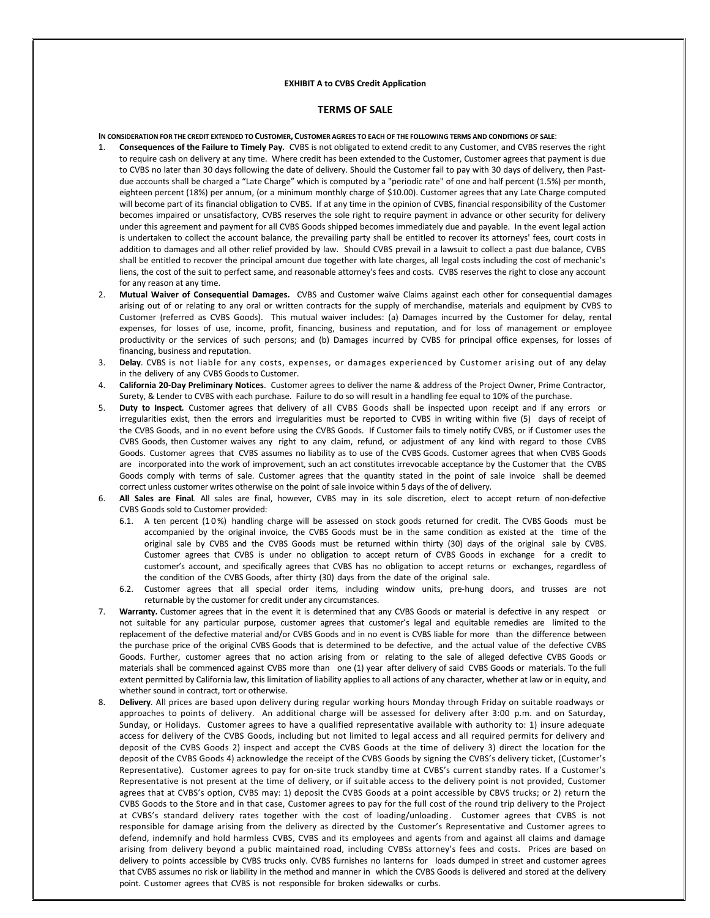**EXHIBIT A to CVBS Credit Application**

## TERMS OF SALE

**IN CONSIDERATION FOR THE CREDIT EXTENDED TO CUSTOMER, CUSTOMER AGREES TO EACH OF THE FOLLOWING TERMS AND CONDITIONS OF SALE:**

1. **Consequences of the Failure to Timely Pay.** CVBS is not obligated to extend credit to any Customer, and CVBS reserves the right to require cash on delivery at any time. Where credit has been extended to the Customer, Customer agrees that payment is due to CVBS no later than 30 days following the date of delivery. Should the Customer fail to pay with 30 days of delivery, then Past-due accounts shall be charged a "Late Charge" which is computed by a "periodic rate" of one and half percent (1.5%) per month, eighteen percent (18%) per annum, (or a minimum monthly charge of $10.00). Customer agrees that any Late Charge computed will become part of its financial obligation to CVBS. If at any time in the opinion of CVBS, financial responsibility of the Customer becomes impaired or unsatisfactory, CVBS reserves the sole right to require payment in advance or other security for delivery under this agreement and payment for all CVBS Goods shipped becomes immediately due and payable. In the event legal action is undertaken to collect the account balance, the prevailing party shall be entitled to recover its attorneys' fees, court costs in addition to damages and all other relief provided by law. Should CVBS prevail in a lawsuit to collect a past due balance, CVBS shall be entitled to recover the principal amount due together with late charges, all legal costs including the cost of mechanic's liens, the cost of the suit to perfect same, and reasonable attorney's fees and costs. CVBS reserves the right to close any account for any reason at any time.
2. **Mutual Waiver of Consequential Damages.** CVBS and Customer waive Claims against each other for consequential damages arising out of or relating to any oral or written contracts for the supply of merchandise, materials and equipment by CVBS to Customer (referred as CVBS Goods). This mutual waiver includes: (a) Damages incurred by the Customer for delay, rental expenses, for losses of use, income, profit, financing, business and reputation, and for loss of management or employee productivity or the services of such persons; and (b) Damages incurred by CVBS for principal office expenses, for losses of financing, business and reputation.
3. **Delay**. CVBS is not liable for any costs, expenses, or damages experienced by Customer arising out of any delay in the delivery of any CVBS Goods to Customer.
4. **California 20-Day Preliminary Notices**. Customer agrees to deliver the name & address of the Project Owner, Prime Contractor, Surety, & Lender to CVBS with each purchase. Failure to do so will result in a handling fee equal to 10% of the purchase.
5. **Duty to Inspect.** Customer agrees that delivery of all CVBS Goods shall be inspected upon receipt and if any errors or irregularities exist, then the errors and irregularities must be reported to CVBS in writing within five (5) days of receipt of the CVBS Goods, and in no event before using the CVBS Goods. If Customer fails to timely notify CVBS, or if Customer uses the CVBS Goods, then Customer waives any right to any claim, refund, or adjustment of any kind with regard to those CVBS Goods. Customer agrees that CVBS assumes no liability as to use of the CVBS Goods. Customer agrees that when CVBS Goods are incorporated into the work of improvement, such an act constitutes irrevocable acceptance by the Customer that the CVBS Goods comply with terms of sale. Customer agrees that the quantity stated in the point of sale invoice shall be deemed correct unless customer writes otherwise on the point of sale invoice within 5 days of the of delivery.
6. **All Sales are Final**. All sales are final, however, CVBS may in its sole discretion, elect to accept return of non-defective CVBS Goods sold to Customer provided:
   - 6.1. A ten percent (10%) handling charge will be assessed on stock goods returned for credit. The CVBS Goods must be accompanied by the original invoice, the CVBS Goods must be in the same condition as existed at the time of the original sale by CVBS and the CVBS Goods must be returned within thirty (30) days of the original sale by CVBS. Customer agrees that CVBS is under no obligation to accept return of CVBS Goods in exchange for a credit to customer's account, and specifically agrees that CVBS has no obligation to accept returns or exchanges, regardless of the condition of the CVBS Goods, after thirty (30) days from the date of the original sale.
   - 6.2. Customer agrees that all special order items, including window units, pre-hung doors, and trusses are not returnable by the customer for credit under any circumstances.
7. **Warranty.** Customer agrees that in the event it is determined that any CVBS Goods or material is defective in any respect or not suitable for any particular purpose, customer agrees that customer's legal and equitable remedies are limited to the replacement of the defective material and/or CVBS Goods and in no event is CVBS liable for more than the difference between the purchase price of the original CVBS Goods that is determined to be defective, and the actual value of the defective CVBS Goods. Further, customer agrees that no action arising from or relating to the sale of alleged defective CVBS Goods or materials shall be commenced against CVBS more than one (1) year after delivery of said CVBS Goods or materials. To the full extent permitted by California law, this limitation of liability applies to all actions of any character, whether at law or in equity, and whether sound in contract, tort or otherwise.
8. **Delivery**. All prices are based upon delivery during regular working hours Monday through Friday on suitable roadways or approaches to points of delivery. An additional charge will be assessed for delivery after 3:00 p.m. and on Saturday, Sunday, or Holidays. Customer agrees to have a qualified representative available with authority to: 1) insure adequate access for delivery of the CVBS Goods, including but not limited to legal access and all required permits for delivery and deposit of the CVBS Goods 2) inspect and accept the CVBS Goods at the time of delivery 3) direct the location for the deposit of the CVBS Goods 4) acknowledge the receipt of the CVBS Goods by signing the CVBS's delivery ticket, (Customer's Representative). Customer agrees to pay for on-site truck standby time at CVBS's current standby rates. If a Customer's Representative is not present at the time of delivery, or if suitable access to the delivery point is not provided, Customer agrees that at CVBS's option, CVBS may: 1) deposit the CVBS Goods at a point accessible by CBVS trucks; or 2) return the CVBS Goods to the Store and in that case, Customer agrees to pay for the full cost of the round trip delivery to the Project at CVBS's standard delivery rates together with the cost of loading/unloading. Customer agrees that CVBS is not responsible for damage arising from the delivery as directed by the Customer's Representative and Customer agrees to defend, indemnify and hold harmless CVBS, CVBS and its employees and agents from and against all claims and damage arising from delivery beyond a public maintained road, including CVBSs attorney's fees and costs. Prices are based on delivery to points accessible by CVBS trucks only. CVBS furnishes no lanterns for loads dumped in street and customer agrees that CVBS assumes no risk or liability in the method and manner in which the CVBS Goods is delivered and stored at the delivery point. Customer agrees that CVBS is not responsible for broken sidewalks or curbs.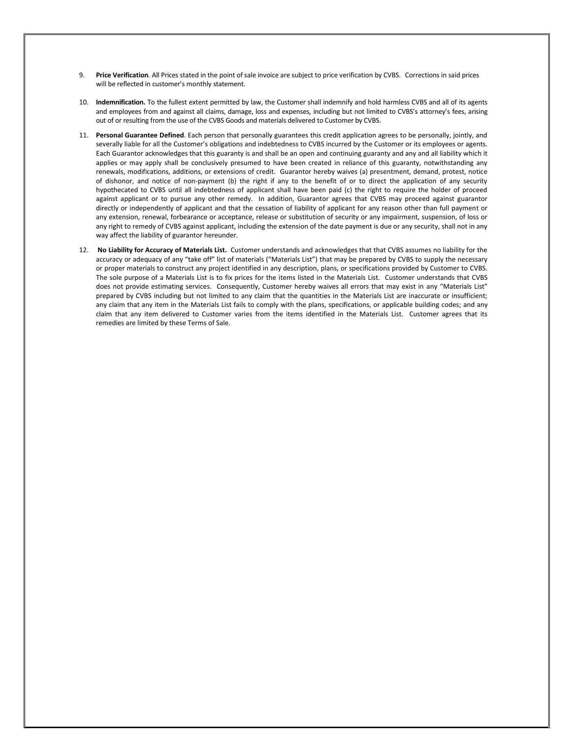9. **Price Verification**. All Prices stated in the point of sale invoice are subject to price verification by CVBS. Corrections in said prices will be reflected in customer's monthly statement.

10. **Indemnification.** To the fullest extent permitted by law, the Customer shall indemnify and hold harmless CVBS and all of its agents and employees from and against all claims, damage, loss and expenses, including but not limited to CVBS's attorney's fees, arising out of or resulting from the use of the CVBS Goods and materials delivered to Customer by CVBS.

11. **Personal Guarantee Defined**. Each person that personally guarantees this credit application agrees to be personally, jointly, and severally liable for all the Customer's obligations and indebtedness to CVBS incurred by the Customer or its employees or agents. Each Guarantor acknowledges that this guaranty is and shall be an open and continuing guaranty and any and all liability which it applies or may apply shall be conclusively presumed to have been created in reliance of this guaranty, notwithstanding any renewals, modifications, additions, or extensions of credit. Guarantor hereby waives (a) presentment, demand, protest, notice of dishonor, and notice of non-payment (b) the right if any to the benefit of or to direct the application of any security hypothecated to CVBS until all indebtedness of applicant shall have been paid (c) the right to require the holder of proceed against applicant or to pursue any other remedy. In addition, Guarantor agrees that CVBS may proceed against guarantor directly or independently of applicant and that the cessation of liability of applicant for any reason other than full payment or any extension, renewal, forbearance or acceptance, release or substitution of security or any impairment, suspension, of loss or any right to remedy of CVBS against applicant, including the extension of the date payment is due or any security, shall not in any way affect the liability of guarantor hereunder.

12. **No Liability for Accuracy of Materials List.** Customer understands and acknowledges that that CVBS assumes no liability for the accuracy or adequacy of any "take off" list of materials ("Materials List") that may be prepared by CVBS to supply the necessary or proper materials to construct any project identified in any description, plans, or specifications provided by Customer to CVBS. The sole purpose of a Materials List is to fix prices for the items listed in the Materials List. Customer understands that CVBS does not provide estimating services. Consequently, Customer hereby waives all errors that may exist in any "Materials List" prepared by CVBS including but not limited to any claim that the quantities in the Materials List are inaccurate or insufficient; any claim that any item in the Materials List fails to comply with the plans, specifications, or applicable building codes; and any claim that any item delivered to Customer varies from the items identified in the Materials List. Customer agrees that its remedies are limited by these Terms of Sale.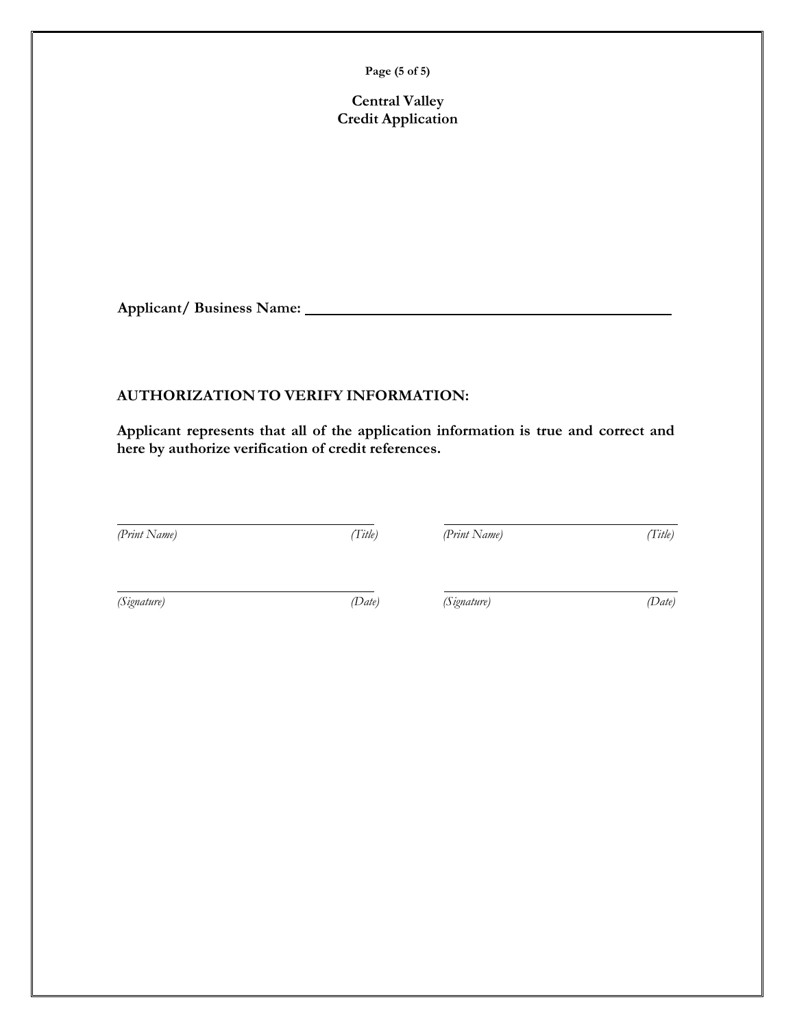**Central Valley**
**Credit Application**

**Applicant/ Business Name:** ______________________________

**AUTHORIZATION TO VERIFY INFORMATION:**

**Applicant represents that all of the application information is true and correct and here by authorize verification of credit references.**

| | | | |
|---|---|---|---|
| _______________________ | | _______________________ | |
| *(Print Name)* | *(Title)* | *(Print Name)* | *(Title)* |
| _______________________ | | _______________________ | |
| *(Signature)* | *(Date)* | *(Signature)* | *(Date)* |